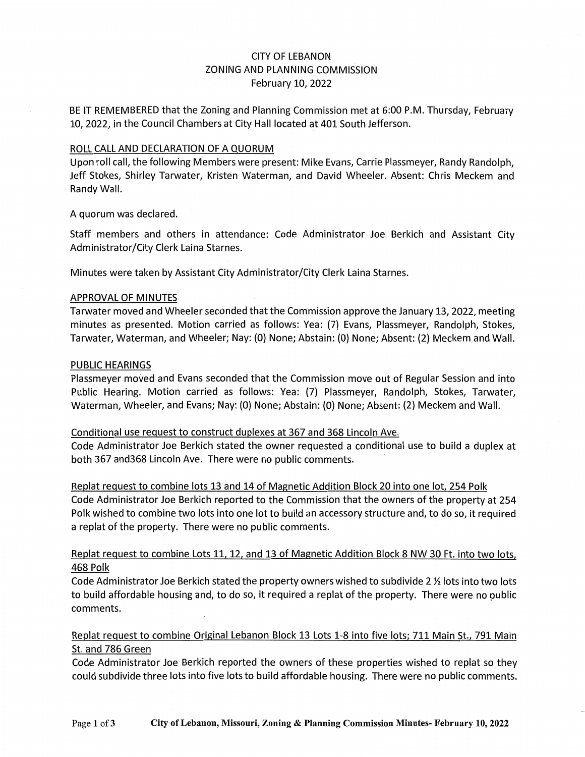# CITY OF LEBANON
## ZONING AND PLANNING COMMISSION
### February 10, 2022

BE IT REMEMBERED that the Zoning and Planning Commission met at 6:00 P.M. Thursday, February 10, 2022, in the Council Chambers at City Hall located at 401 South Jefferson.

#### ROLL CALL AND DECLARATION OF A QUORUM

Upon roll call, the following Members were present: Mike Evans, Carrie Plassmeyer, Randy Randolph, Jeff Stokes, Shirley Tarwater, Kristen Waterman, and David Wheeler. Absent: Chris Meckem and Randy Wall.

A quorum was declared.

Staff members and others in attendance: Code Administrator Joe Berkich and Assistant City Administrator/City Clerk Laina Starnes.

Minutes were taken by Assistant City Administrator/City Clerk Laina Starnes.

#### APPROVAL OF MINUTES

Tarwater moved and Wheeler seconded that the Commission approve the January 13, 2022, meeting minutes as presented. Motion carried as follows: Yea: (7) Evans, Plassmeyer, Randolph, Stokes, Tarwater, Waterman, and Wheeler; Nay: (0) None; Abstain: (0) None; Absent: (2) Meckem and Wall.

#### PUBLIC HEARINGS

Plassmeyer moved and Evans seconded that the Commission move out of Regular Session and into Public Hearing. Motion carried as follows: Yea: (7) Plassmeyer, Randolph, Stokes, Tarwater, Waterman, Wheeler, and Evans; Nay: (0) None; Abstain: (0) None; Absent: (2) Meckem and Wall.

Conditional use request to construct duplexes at 367 and 368 Lincoln Ave.

Code Administrator Joe Berkich stated the owner requested a conditional use to build a duplex at both 367 and368 Lincoln Ave. There were no public comments.

Replat request to combine lots 13 and 14 of Magnetic Addition Block 20 into one lot, 254 Polk

Code Administrator Joe Berkich reported to the Commission that the owners of the property at 254 Polk wished to combine two lots into one lot to build an accessory structure and, to do so, it required a replat of the property. There were no public comments.

Replat request to combine Lots 11, 12, and 13 of Magnetic Addition Block 8 NW 30 Ft. into two lots, 468 Polk

Code Administrator Joe Berkich stated the property owners wished to subdivide 2 ½ lots into two lots to build affordable housing and, to do so, it required a replat of the property. There were no public comments.

Replat request to combine Original Lebanon Block 13 Lots 1-8 into five lots; 711 Main St., 791 Main St. and 786 Green

Code Administrator Joe Berkich reported the owners of these properties wished to replat so they could subdivide three lots into five lots to build affordable housing. There were no public comments.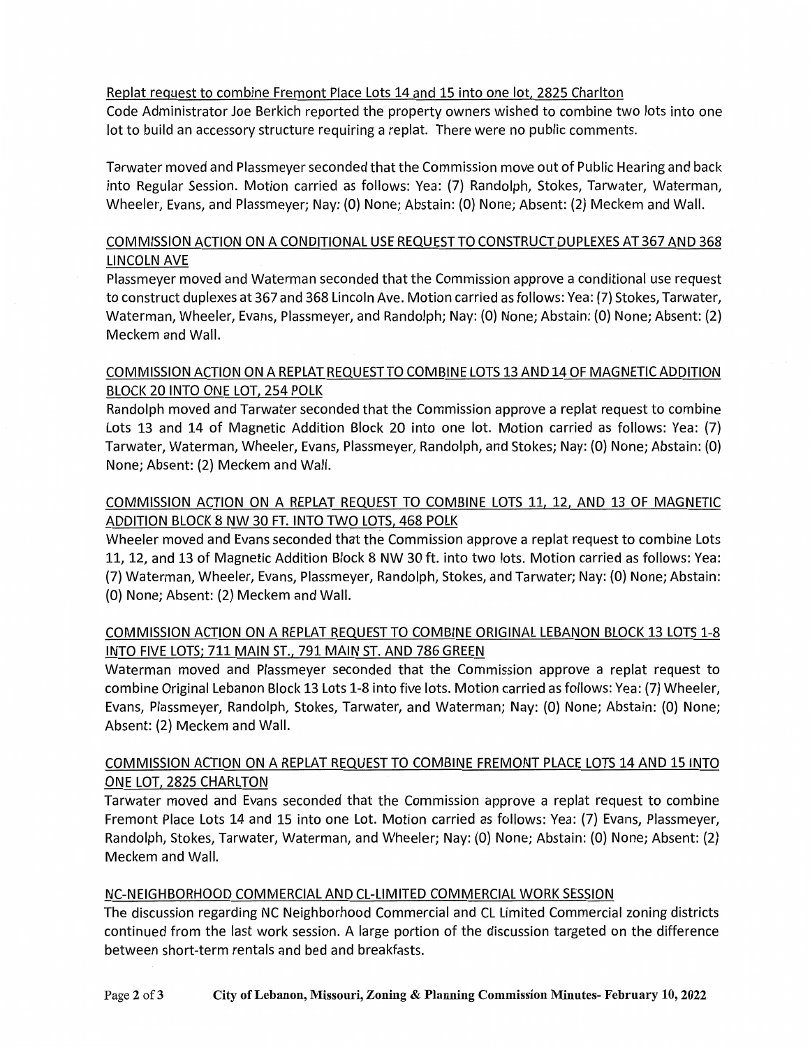Replat request to combine Fremont Place Lots 14 and 15 into one lot, 2825 Charlton

Code Administrator Joe Berkich reported the property owners wished to combine two lots into one lot to build an accessory structure requiring a replat. There were no public comments.

Tarwater moved and Plassmeyer seconded that the Commission move out of Public Hearing and back into Regular Session. Motion carried as follows: Yea: (7) Randolph, Stokes, Tarwater, Waterman, Wheeler, Evans, and Plassmeyer; Nay: (0) None; Abstain: (0) None; Absent: (2) Meckem and Wall.

COMMISSION ACTION ON A CONDITIONAL USE REQUEST TO CONSTRUCT DUPLEXES AT 367 AND 368 LINCOLN AVE

Plassmeyer moved and Waterman seconded that the Commission approve a conditional use request to construct duplexes at 367 and 368 Lincoln Ave. Motion carried as follows: Yea: (7) Stokes, Tarwater, Waterman, Wheeler, Evans, Plassmeyer, and Randolph; Nay: (0) None; Abstain: (0) None; Absent: (2) Meckem and Wall.

COMMISSION ACTION ON A REPLAT REQUEST TO COMBINE LOTS 13 AND 14 OF MAGNETIC ADDITION BLOCK 20 INTO ONE LOT, 254 POLK

Randolph moved and Tarwater seconded that the Commission approve a replat request to combine Lots 13 and 14 of Magnetic Addition Block 20 into one lot. Motion carried as follows: Yea: (7) Tarwater, Waterman, Wheeler, Evans, Plassmeyer, Randolph, and Stokes; Nay: (0) None; Abstain: (0) None; Absent: (2) Meckem and Wall.

COMMISSION ACTION ON A REPLAT REQUEST TO COMBINE LOTS 11, 12, AND 13 OF MAGNETIC ADDITION BLOCK 8 NW 30 FT. INTO TWO LOTS, 468 POLK

Wheeler moved and Evans seconded that the Commission approve a replat request to combine Lots 11, 12, and 13 of Magnetic Addition Block 8 NW 30 ft. into two lots. Motion carried as follows: Yea: (7) Waterman, Wheeler, Evans, Plassmeyer, Randolph, Stokes, and Tarwater; Nay: (0) None; Abstain: (0) None; Absent: (2) Meckem and Wall.

COMMISSION ACTION ON A REPLAT REQUEST TO COMBINE ORIGINAL LEBANON BLOCK 13 LOTS 1-8 INTO FIVE LOTS; 711 MAIN ST., 791 MAIN ST. AND 786 GREEN

Waterman moved and Plassmeyer seconded that the Commission approve a replat request to combine Original Lebanon Block 13 Lots 1-8 into five lots. Motion carried as follows: Yea: (7) Wheeler, Evans, Plassmeyer, Randolph, Stokes, Tarwater, and Waterman; Nay: (0) None; Abstain: (0) None; Absent: (2) Meckem and Wall.

COMMISSION ACTION ON A REPLAT REQUEST TO COMBINE FREMONT PLACE LOTS 14 AND 15 INTO ONE LOT, 2825 CHARLTON

Tarwater moved and Evans seconded that the Commission approve a replat request to combine Fremont Place Lots 14 and 15 into one Lot. Motion carried as follows: Yea: (7) Evans, Plassmeyer, Randolph, Stokes, Tarwater, Waterman, and Wheeler; Nay: (0) None; Abstain: (0) None; Absent: (2) Meckem and Wall.

NC-NEIGHBORHOOD COMMERCIAL AND CL-LIMITED COMMERCIAL WORK SESSION

The discussion regarding NC Neighborhood Commercial and CL Limited Commercial zoning districts continued from the last work session. A large portion of the discussion targeted on the difference between short-term rentals and bed and breakfasts.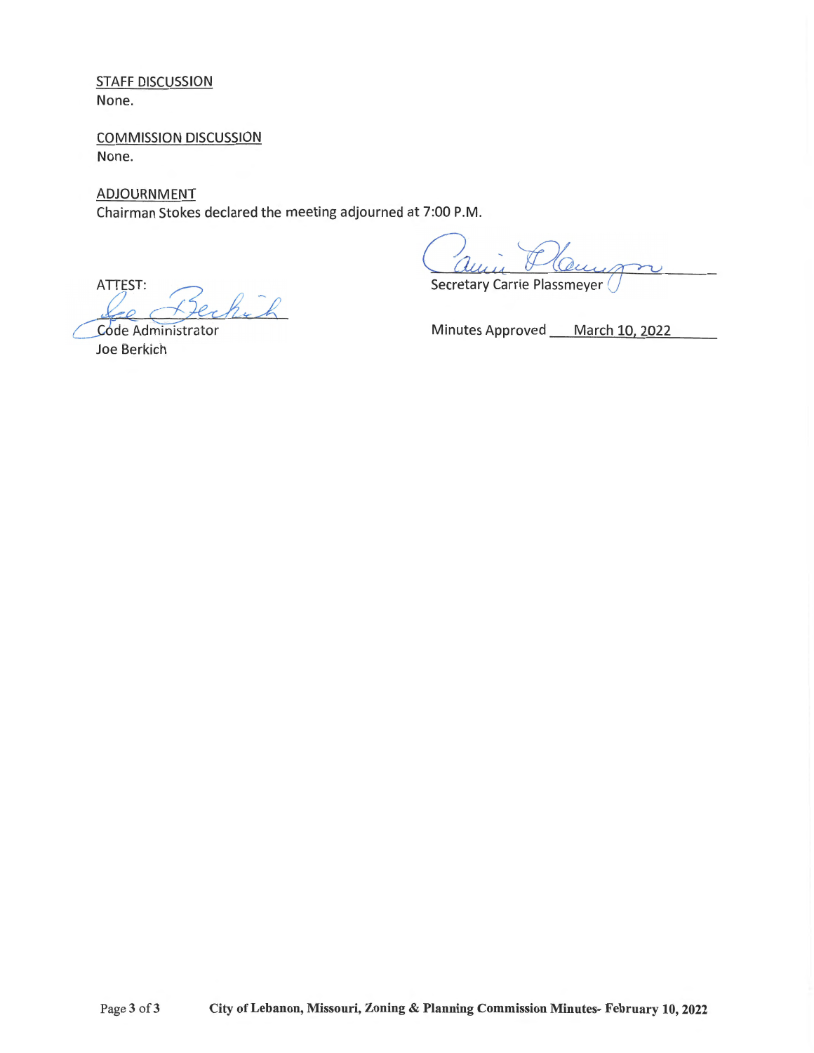STAFF DISCUSSION

None.

COMMISSION DISCUSSION

None.

ADJOURNMENT

Chairman Stokes declared the meeting adjourned at 7:00 P.M.

Secretary Carrie Plassmeyer

ATTEST:

Code Administrator
Joe Berkich

Minutes Approved March 10, 2022